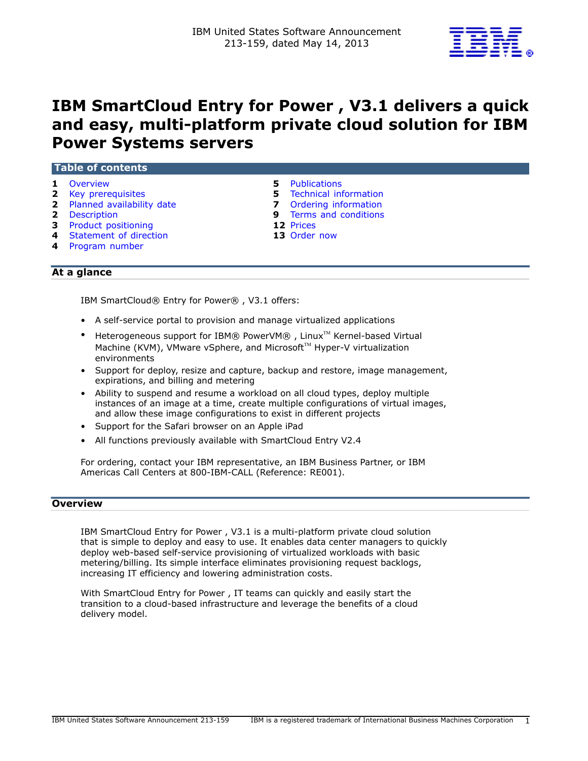IBM United States Software Announcement
213-159, dated May 14, 2013

# IBM SmartCloud Entry for Power , V3.1 delivers a quick and easy, multi-platform private cloud solution for IBM Power Systems servers

## Table of contents

| | | | |
|---|---|---|---|
| **1** | Overview | **5** | Publications |
| **2** | Key prerequisites | **5** | Technical information |
| **2** | Planned availability date | **7** | Ordering information |
| **2** | Description | **9** | Terms and conditions |
| **3** | Product positioning | **12** | Prices |
| **4** | Statement of direction | **13** | Order now |
| **4** | Program number | | |

## At a glance

IBM SmartCloud® Entry for Power® , V3.1 offers:

- A self-service portal to provision and manage virtualized applications
- Heterogeneous support for IBM® PowerVM® , Linux™ Kernel-based Virtual Machine (KVM), VMware vSphere, and Microsoft™ Hyper-V virtualization environments
- Support for deploy, resize and capture, backup and restore, image management, expirations, and billing and metering
- Ability to suspend and resume a workload on all cloud types, deploy multiple instances of an image at a time, create multiple configurations of virtual images, and allow these image configurations to exist in different projects
- Support for the Safari browser on an Apple iPad
- All functions previously available with SmartCloud Entry V2.4

For ordering, contact your IBM representative, an IBM Business Partner, or IBM Americas Call Centers at 800-IBM-CALL (Reference: RE001).

## Overview

IBM SmartCloud Entry for Power , V3.1 is a multi-platform private cloud solution that is simple to deploy and easy to use. It enables data center managers to quickly deploy web-based self-service provisioning of virtualized workloads with basic metering/billing. Its simple interface eliminates provisioning request backlogs, increasing IT efficiency and lowering administration costs.

With SmartCloud Entry for Power , IT teams can quickly and easily start the transition to a cloud-based infrastructure and leverage the benefits of a cloud delivery model.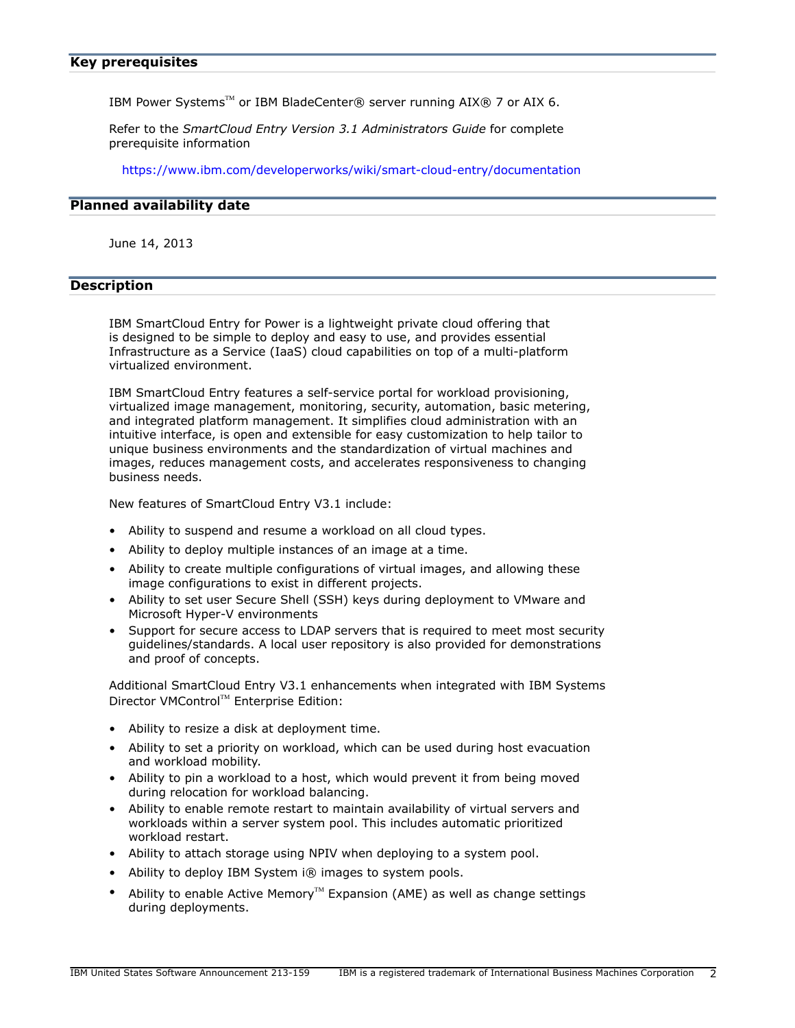## Key prerequisites

IBM Power Systems™ or IBM BladeCenter® server running AIX® 7 or AIX 6.

Refer to the *SmartCloud Entry Version 3.1 Administrators Guide* for complete prerequisite information

https://www.ibm.com/developerworks/wiki/smart-cloud-entry/documentation

## Planned availability date

June 14, 2013

## Description

IBM SmartCloud Entry for Power is a lightweight private cloud offering that is designed to be simple to deploy and easy to use, and provides essential Infrastructure as a Service (IaaS) cloud capabilities on top of a multi-platform virtualized environment.

IBM SmartCloud Entry features a self-service portal for workload provisioning, virtualized image management, monitoring, security, automation, basic metering, and integrated platform management. It simplifies cloud administration with an intuitive interface, is open and extensible for easy customization to help tailor to unique business environments and the standardization of virtual machines and images, reduces management costs, and accelerates responsiveness to changing business needs.

New features of SmartCloud Entry V3.1 include:

- Ability to suspend and resume a workload on all cloud types.
- Ability to deploy multiple instances of an image at a time.
- Ability to create multiple configurations of virtual images, and allowing these image configurations to exist in different projects.
- Ability to set user Secure Shell (SSH) keys during deployment to VMware and Microsoft Hyper-V environments
- Support for secure access to LDAP servers that is required to meet most security guidelines/standards. A local user repository is also provided for demonstrations and proof of concepts.

Additional SmartCloud Entry V3.1 enhancements when integrated with IBM Systems Director VMControl™ Enterprise Edition:

- Ability to resize a disk at deployment time.
- Ability to set a priority on workload, which can be used during host evacuation and workload mobility.
- Ability to pin a workload to a host, which would prevent it from being moved during relocation for workload balancing.
- Ability to enable remote restart to maintain availability of virtual servers and workloads within a server system pool. This includes automatic prioritized workload restart.
- Ability to attach storage using NPIV when deploying to a system pool.
- Ability to deploy IBM System i® images to system pools.
- Ability to enable Active Memory™ Expansion (AME) as well as change settings during deployments.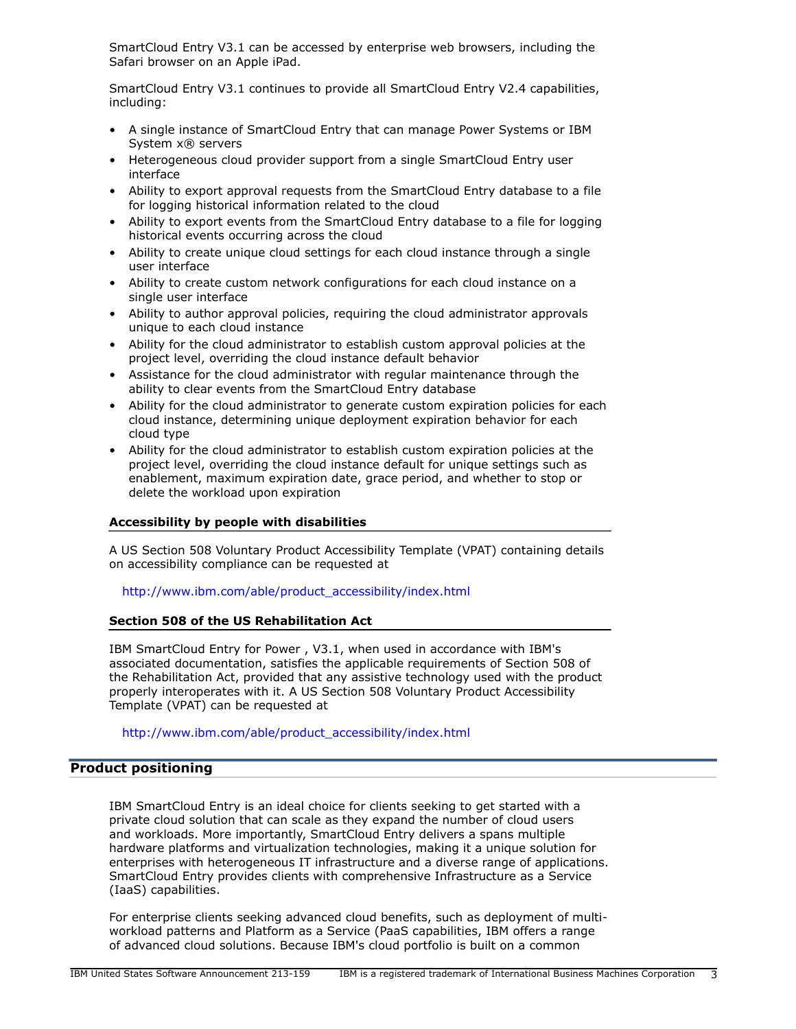SmartCloud Entry V3.1 can be accessed by enterprise web browsers, including the Safari browser on an Apple iPad.

SmartCloud Entry V3.1 continues to provide all SmartCloud Entry V2.4 capabilities, including:

- A single instance of SmartCloud Entry that can manage Power Systems or IBM System x® servers
- Heterogeneous cloud provider support from a single SmartCloud Entry user interface
- Ability to export approval requests from the SmartCloud Entry database to a file for logging historical information related to the cloud
- Ability to export events from the SmartCloud Entry database to a file for logging historical events occurring across the cloud
- Ability to create unique cloud settings for each cloud instance through a single user interface
- Ability to create custom network configurations for each cloud instance on a single user interface
- Ability to author approval policies, requiring the cloud administrator approvals unique to each cloud instance
- Ability for the cloud administrator to establish custom approval policies at the project level, overriding the cloud instance default behavior
- Assistance for the cloud administrator with regular maintenance through the ability to clear events from the SmartCloud Entry database
- Ability for the cloud administrator to generate custom expiration policies for each cloud instance, determining unique deployment expiration behavior for each cloud type
- Ability for the cloud administrator to establish custom expiration policies at the project level, overriding the cloud instance default for unique settings such as enablement, maximum expiration date, grace period, and whether to stop or delete the workload upon expiration

### Accessibility by people with disabilities

A US Section 508 Voluntary Product Accessibility Template (VPAT) containing details on accessibility compliance can be requested at

http://www.ibm.com/able/product_accessibility/index.html

### Section 508 of the US Rehabilitation Act

IBM SmartCloud Entry for Power , V3.1, when used in accordance with IBM's associated documentation, satisfies the applicable requirements of Section 508 of the Rehabilitation Act, provided that any assistive technology used with the product properly interoperates with it. A US Section 508 Voluntary Product Accessibility Template (VPAT) can be requested at

http://www.ibm.com/able/product_accessibility/index.html

## Product positioning

IBM SmartCloud Entry is an ideal choice for clients seeking to get started with a private cloud solution that can scale as they expand the number of cloud users and workloads. More importantly, SmartCloud Entry delivers a spans multiple hardware platforms and virtualization technologies, making it a unique solution for enterprises with heterogeneous IT infrastructure and a diverse range of applications. SmartCloud Entry provides clients with comprehensive Infrastructure as a Service (IaaS) capabilities.

For enterprise clients seeking advanced cloud benefits, such as deployment of multi-workload patterns and Platform as a Service (PaaS capabilities, IBM offers a range of advanced cloud solutions. Because IBM's cloud portfolio is built on a common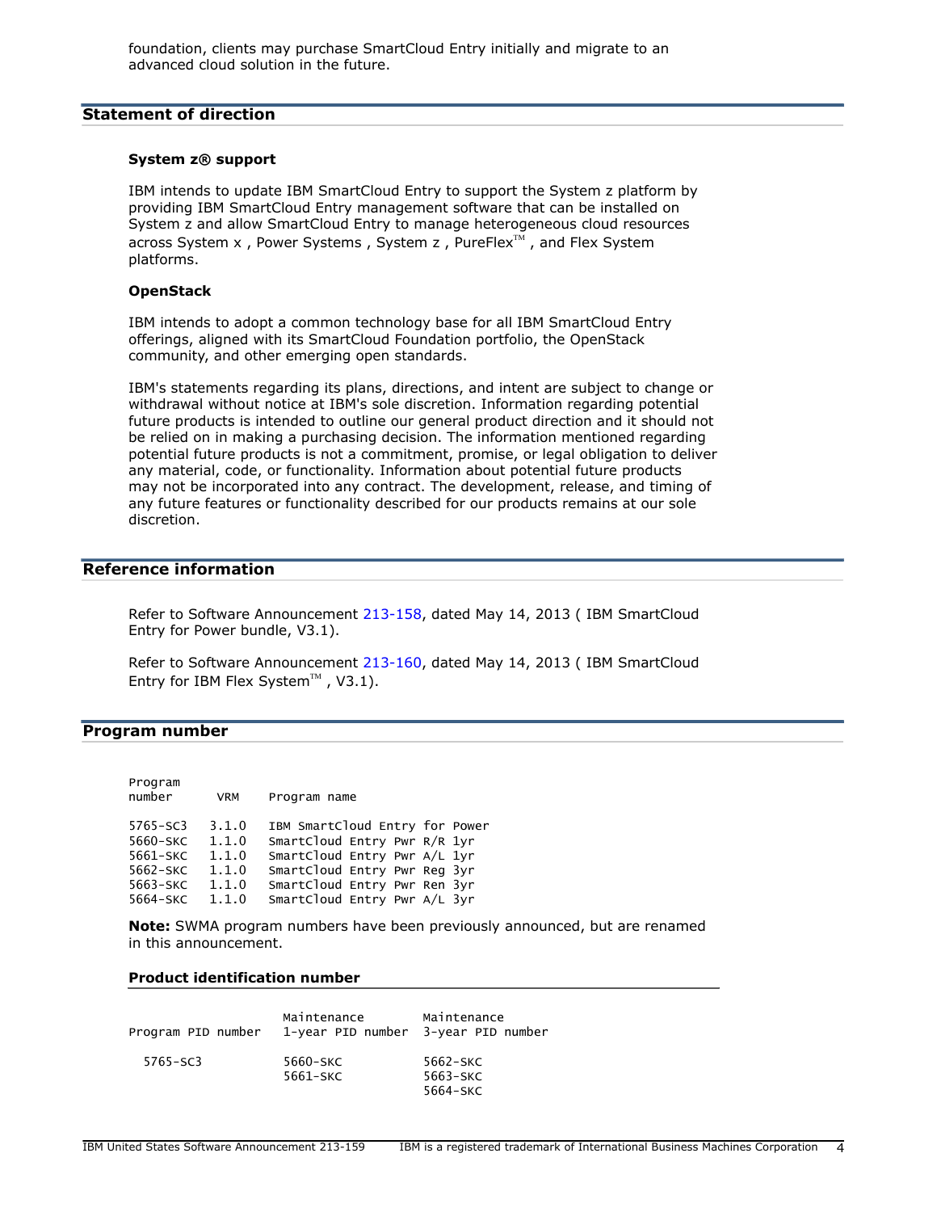foundation, clients may purchase SmartCloud Entry initially and migrate to an advanced cloud solution in the future.

## Statement of direction

### System z® support

IBM intends to update IBM SmartCloud Entry to support the System z platform by providing IBM SmartCloud Entry management software that can be installed on System z and allow SmartCloud Entry to manage heterogeneous cloud resources across System x , Power Systems , System z , PureFlex™ , and Flex System platforms.

### OpenStack

IBM intends to adopt a common technology base for all IBM SmartCloud Entry offerings, aligned with its SmartCloud Foundation portfolio, the OpenStack community, and other emerging open standards.

IBM's statements regarding its plans, directions, and intent are subject to change or withdrawal without notice at IBM's sole discretion. Information regarding potential future products is intended to outline our general product direction and it should not be relied on in making a purchasing decision. The information mentioned regarding potential future products is not a commitment, promise, or legal obligation to deliver any material, code, or functionality. Information about potential future products may not be incorporated into any contract. The development, release, and timing of any future features or functionality described for our products remains at our sole discretion.

## Reference information

Refer to Software Announcement 213-158, dated May 14, 2013 ( IBM SmartCloud Entry for Power bundle, V3.1).

Refer to Software Announcement 213-160, dated May 14, 2013 ( IBM SmartCloud Entry for IBM Flex System™ , V3.1).

## Program number

| Program number | VRM | Program name |
|---|---|---|
| 5765-SC3 | 3.1.0 | IBM SmartCloud Entry for Power |
| 5660-SKC | 1.1.0 | SmartCloud Entry Pwr R/R 1yr |
| 5661-SKC | 1.1.0 | SmartCloud Entry Pwr A/L 1yr |
| 5662-SKC | 1.1.0 | SmartCloud Entry Pwr Reg 3yr |
| 5663-SKC | 1.1.0 | SmartCloud Entry Pwr Ren 3yr |
| 5664-SKC | 1.1.0 | SmartCloud Entry Pwr A/L 3yr |

**Note:** SWMA program numbers have been previously announced, but are renamed in this announcement.

### Product identification number

| Program PID number | Maintenance 1-year PID number | Maintenance 3-year PID number |
|---|---|---|
| 5765-SC3 | 5660-SKC | 5662-SKC |
| | 5661-SKC | 5663-SKC |
| | | 5664-SKC |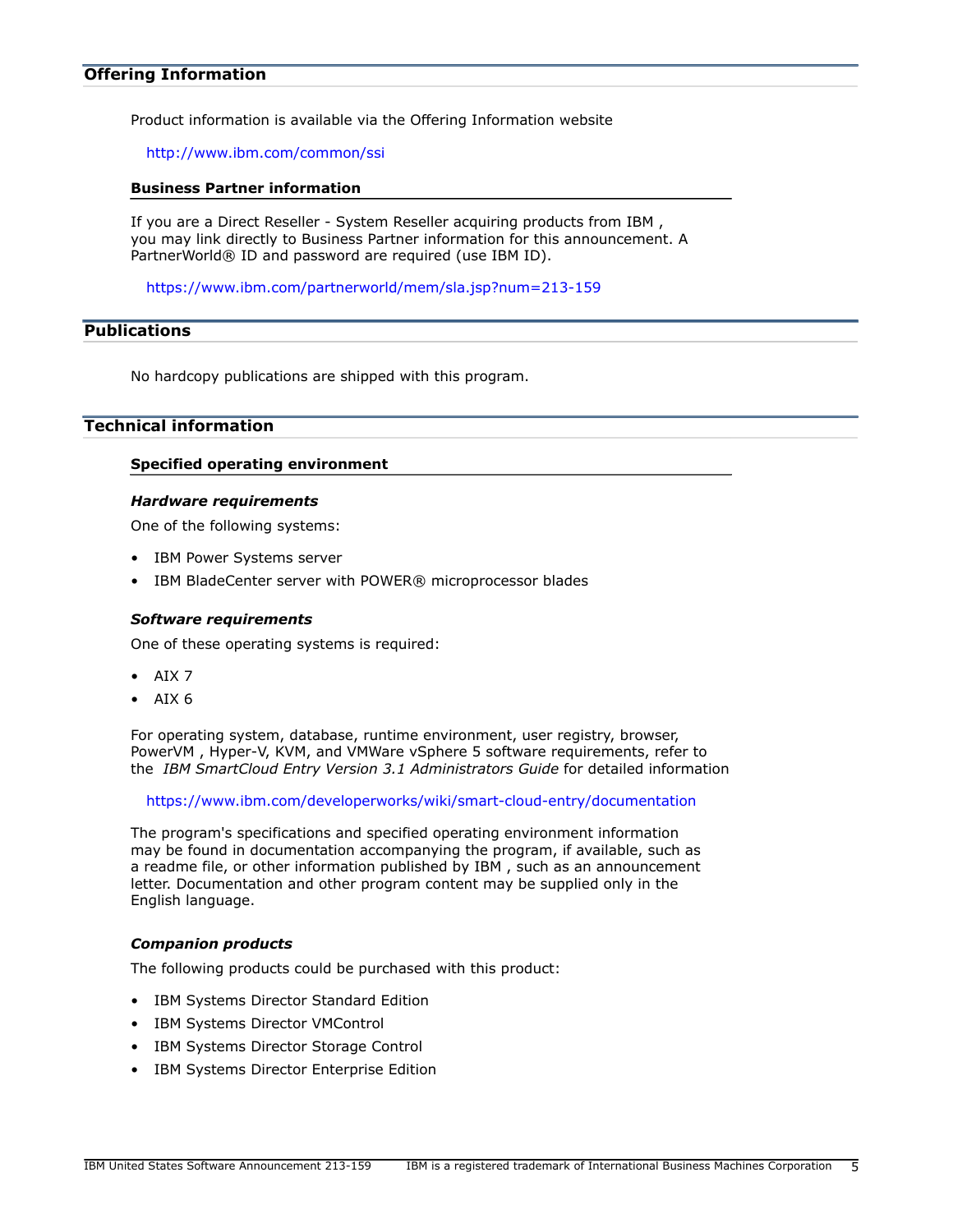## Offering Information

Product information is available via the Offering Information website

http://www.ibm.com/common/ssi

### Business Partner information

If you are a Direct Reseller - System Reseller acquiring products from IBM , you may link directly to Business Partner information for this announcement. A PartnerWorld® ID and password are required (use IBM ID).

https://www.ibm.com/partnerworld/mem/sla.jsp?num=213-159

## Publications

No hardcopy publications are shipped with this program.

## Technical information

### Specified operating environment

#### *Hardware requirements*

One of the following systems:

- IBM Power Systems server
- IBM BladeCenter server with POWER® microprocessor blades

#### *Software requirements*

One of these operating systems is required:

- AIX 7
- AIX 6

For operating system, database, runtime environment, user registry, browser, PowerVM , Hyper-V, KVM, and VMWare vSphere 5 software requirements, refer to the *IBM SmartCloud Entry Version 3.1 Administrators Guide* for detailed information

https://www.ibm.com/developerworks/wiki/smart-cloud-entry/documentation

The program's specifications and specified operating environment information may be found in documentation accompanying the program, if available, such as a readme file, or other information published by IBM , such as an announcement letter. Documentation and other program content may be supplied only in the English language.

#### *Companion products*

The following products could be purchased with this product:

- IBM Systems Director Standard Edition
- IBM Systems Director VMControl
- IBM Systems Director Storage Control
- IBM Systems Director Enterprise Edition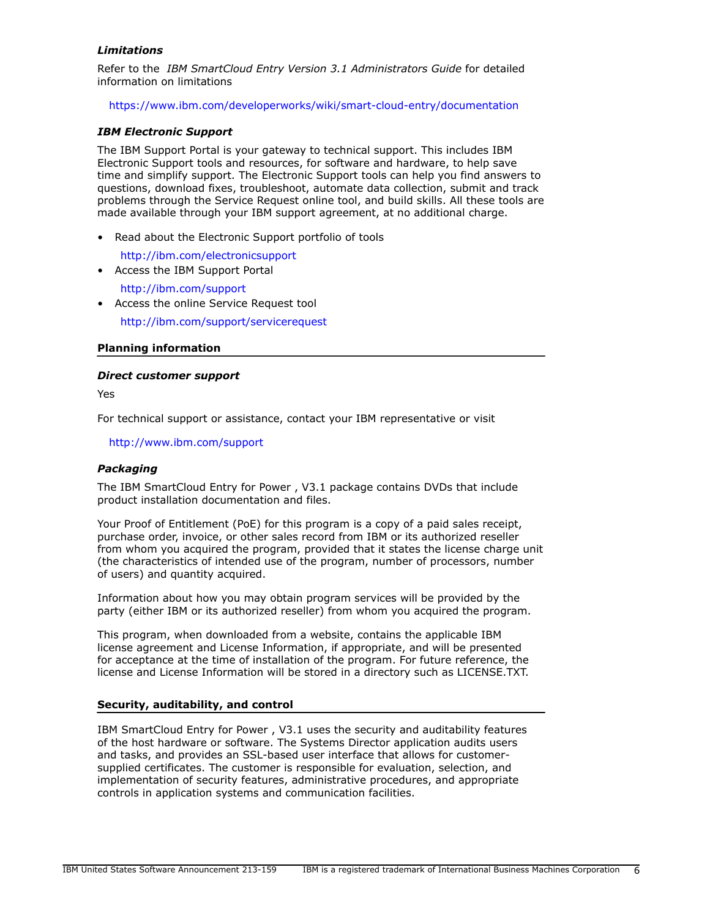### *Limitations*

Refer to the *IBM SmartCloud Entry Version 3.1 Administrators Guide* for detailed information on limitations

https://www.ibm.com/developerworks/wiki/smart-cloud-entry/documentation

### *IBM Electronic Support*

The IBM Support Portal is your gateway to technical support. This includes IBM Electronic Support tools and resources, for software and hardware, to help save time and simplify support. The Electronic Support tools can help you find answers to questions, download fixes, troubleshoot, automate data collection, submit and track problems through the Service Request online tool, and build skills. All these tools are made available through your IBM support agreement, at no additional charge.

- Read about the Electronic Support portfolio of tools

  http://ibm.com/electronicsupport
- Access the IBM Support Portal

  http://ibm.com/support
- Access the online Service Request tool

  http://ibm.com/support/servicerequest

## Planning information

### *Direct customer support*

Yes

For technical support or assistance, contact your IBM representative or visit

http://www.ibm.com/support

### *Packaging*

The IBM SmartCloud Entry for Power , V3.1 package contains DVDs that include product installation documentation and files.

Your Proof of Entitlement (PoE) for this program is a copy of a paid sales receipt, purchase order, invoice, or other sales record from IBM or its authorized reseller from whom you acquired the program, provided that it states the license charge unit (the characteristics of intended use of the program, number of processors, number of users) and quantity acquired.

Information about how you may obtain program services will be provided by the party (either IBM or its authorized reseller) from whom you acquired the program.

This program, when downloaded from a website, contains the applicable IBM license agreement and License Information, if appropriate, and will be presented for acceptance at the time of installation of the program. For future reference, the license and License Information will be stored in a directory such as LICENSE.TXT.

## Security, auditability, and control

IBM SmartCloud Entry for Power , V3.1 uses the security and auditability features of the host hardware or software. The Systems Director application audits users and tasks, and provides an SSL-based user interface that allows for customer-supplied certificates. The customer is responsible for evaluation, selection, and implementation of security features, administrative procedures, and appropriate controls in application systems and communication facilities.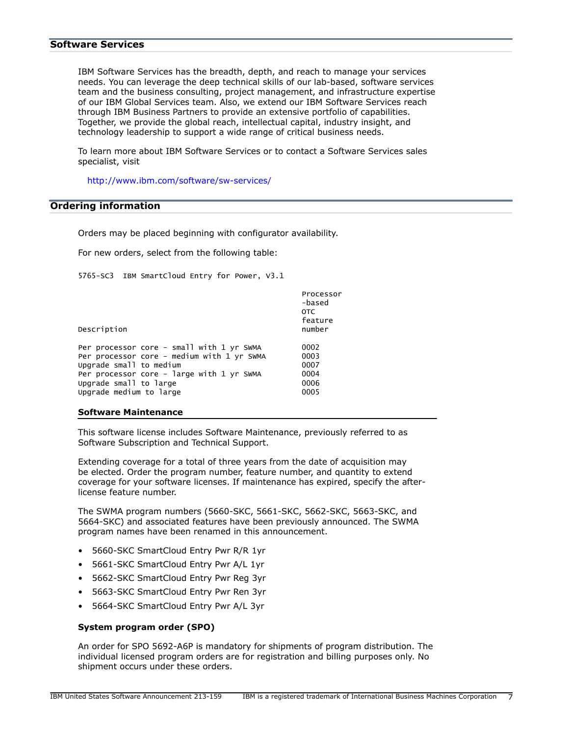## Software Services

IBM Software Services has the breadth, depth, and reach to manage your services needs. You can leverage the deep technical skills of our lab-based, software services team and the business consulting, project management, and infrastructure expertise of our IBM Global Services team. Also, we extend our IBM Software Services reach through IBM Business Partners to provide an extensive portfolio of capabilities. Together, we provide the global reach, intellectual capital, industry insight, and technology leadership to support a wide range of critical business needs.

To learn more about IBM Software Services or to contact a Software Services sales specialist, visit

http://www.ibm.com/software/sw-services/

## Ordering information

Orders may be placed beginning with configurator availability.

For new orders, select from the following table:

5765-SC3 IBM SmartCloud Entry for Power, V3.1

| Description | Processor -based OTC feature number |
|---|---|
| Per processor core - small with 1 yr SWMA | 0002 |
| Per processor core - medium with 1 yr SWMA | 0003 |
| Upgrade small to medium | 0007 |
| Per processor core - large with 1 yr SWMA | 0004 |
| Upgrade small to large | 0006 |
| Upgrade medium to large | 0005 |

### Software Maintenance

This software license includes Software Maintenance, previously referred to as Software Subscription and Technical Support.

Extending coverage for a total of three years from the date of acquisition may be elected. Order the program number, feature number, and quantity to extend coverage for your software licenses. If maintenance has expired, specify the after-license feature number.

The SWMA program numbers (5660-SKC, 5661-SKC, 5662-SKC, 5663-SKC, and 5664-SKC) and associated features have been previously announced. The SWMA program names have been renamed in this announcement.

- 5660-SKC SmartCloud Entry Pwr R/R 1yr
- 5661-SKC SmartCloud Entry Pwr A/L 1yr
- 5662-SKC SmartCloud Entry Pwr Reg 3yr
- 5663-SKC SmartCloud Entry Pwr Ren 3yr
- 5664-SKC SmartCloud Entry Pwr A/L 3yr

### System program order (SPO)

An order for SPO 5692-A6P is mandatory for shipments of program distribution. The individual licensed program orders are for registration and billing purposes only. No shipment occurs under these orders.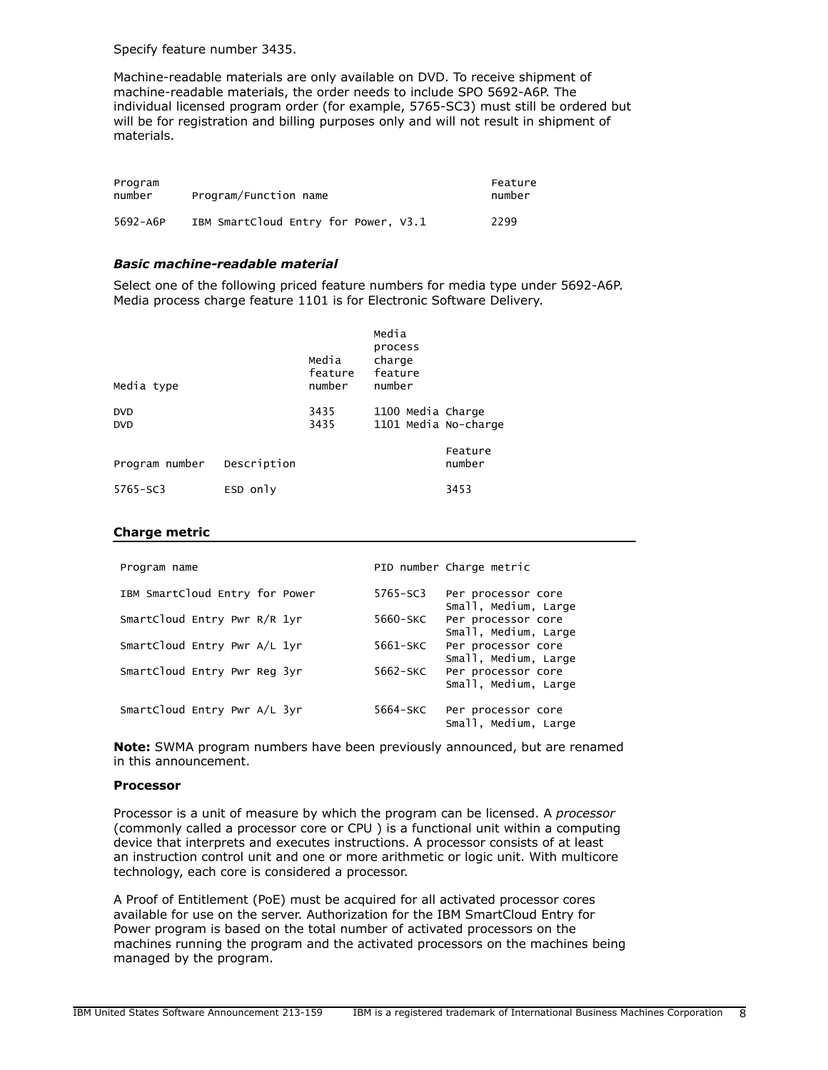Specify feature number 3435.

Machine-readable materials are only available on DVD. To receive shipment of machine-readable materials, the order needs to include SPO 5692-A6P. The individual licensed program order (for example, 5765-SC3) must still be ordered but will be for registration and billing purposes only and will not result in shipment of materials.

| Program number | Program/Function name | Feature number |
|---|---|---|
| 5692-A6P | IBM SmartCloud Entry for Power, V3.1 | 2299 |

### *Basic machine-readable material*

Select one of the following priced feature numbers for media type under 5692-A6P. Media process charge feature 1101 is for Electronic Software Delivery.

| Media type | Media feature number | Media process charge feature number |
|---|---|---|
| DVD | 3435 | 1100 Media Charge |
| DVD | 3435 | 1101 Media No-charge |

| Program number | Description | Feature number |
|---|---|---|
| 5765-SC3 | ESD only | 3453 |

### Charge metric

| Program name | PID number | Charge metric |
|---|---|---|
| IBM SmartCloud Entry for Power | 5765-SC3 | Per processor core Small, Medium, Large |
| SmartCloud Entry Pwr R/R 1yr | 5660-SKC | Per processor core Small, Medium, Large |
| SmartCloud Entry Pwr A/L 1yr | 5661-SKC | Per processor core Small, Medium, Large |
| SmartCloud Entry Pwr Reg 3yr | 5662-SKC | Per processor core Small, Medium, Large |
| SmartCloud Entry Pwr A/L 3yr | 5664-SKC | Per processor core Small, Medium, Large |

**Note:** SWMA program numbers have been previously announced, but are renamed in this announcement.

**Processor**

Processor is a unit of measure by which the program can be licensed. A *processor* (commonly called a processor core or CPU ) is a functional unit within a computing device that interprets and executes instructions. A processor consists of at least an instruction control unit and one or more arithmetic or logic unit. With multicore technology, each core is considered a processor.

A Proof of Entitlement (PoE) must be acquired for all activated processor cores available for use on the server. Authorization for the IBM SmartCloud Entry for Power program is based on the total number of activated processors on the machines running the program and the activated processors on the machines being managed by the program.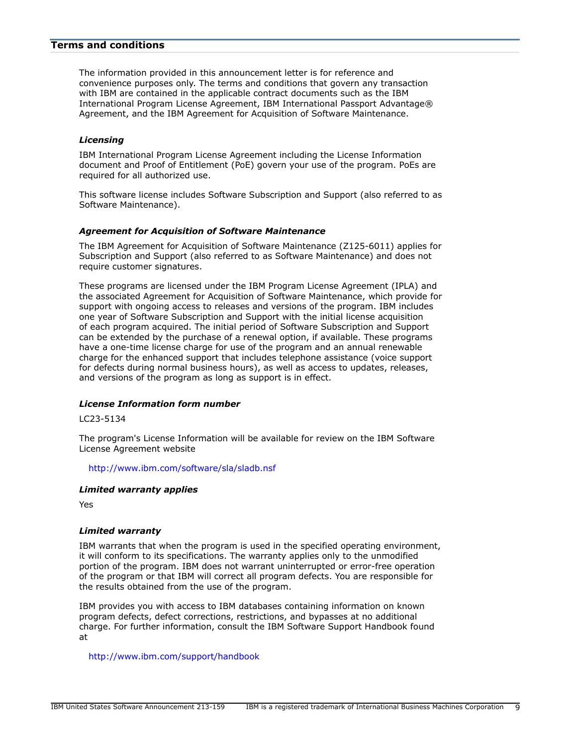## Terms and conditions

The information provided in this announcement letter is for reference and convenience purposes only. The terms and conditions that govern any transaction with IBM are contained in the applicable contract documents such as the IBM International Program License Agreement, IBM International Passport Advantage® Agreement, and the IBM Agreement for Acquisition of Software Maintenance.

### *Licensing*

IBM International Program License Agreement including the License Information document and Proof of Entitlement (PoE) govern your use of the program. PoEs are required for all authorized use.

This software license includes Software Subscription and Support (also referred to as Software Maintenance).

### *Agreement for Acquisition of Software Maintenance*

The IBM Agreement for Acquisition of Software Maintenance (Z125-6011) applies for Subscription and Support (also referred to as Software Maintenance) and does not require customer signatures.

These programs are licensed under the IBM Program License Agreement (IPLA) and the associated Agreement for Acquisition of Software Maintenance, which provide for support with ongoing access to releases and versions of the program. IBM includes one year of Software Subscription and Support with the initial license acquisition of each program acquired. The initial period of Software Subscription and Support can be extended by the purchase of a renewal option, if available. These programs have a one-time license charge for use of the program and an annual renewable charge for the enhanced support that includes telephone assistance (voice support for defects during normal business hours), as well as access to updates, releases, and versions of the program as long as support is in effect.

### *License Information form number*

LC23-5134

The program's License Information will be available for review on the IBM Software License Agreement website

http://www.ibm.com/software/sla/sladb.nsf

### *Limited warranty applies*

Yes

### *Limited warranty*

IBM warrants that when the program is used in the specified operating environment, it will conform to its specifications. The warranty applies only to the unmodified portion of the program. IBM does not warrant uninterrupted or error-free operation of the program or that IBM will correct all program defects. You are responsible for the results obtained from the use of the program.

IBM provides you with access to IBM databases containing information on known program defects, defect corrections, restrictions, and bypasses at no additional charge. For further information, consult the IBM Software Support Handbook found at

http://www.ibm.com/support/handbook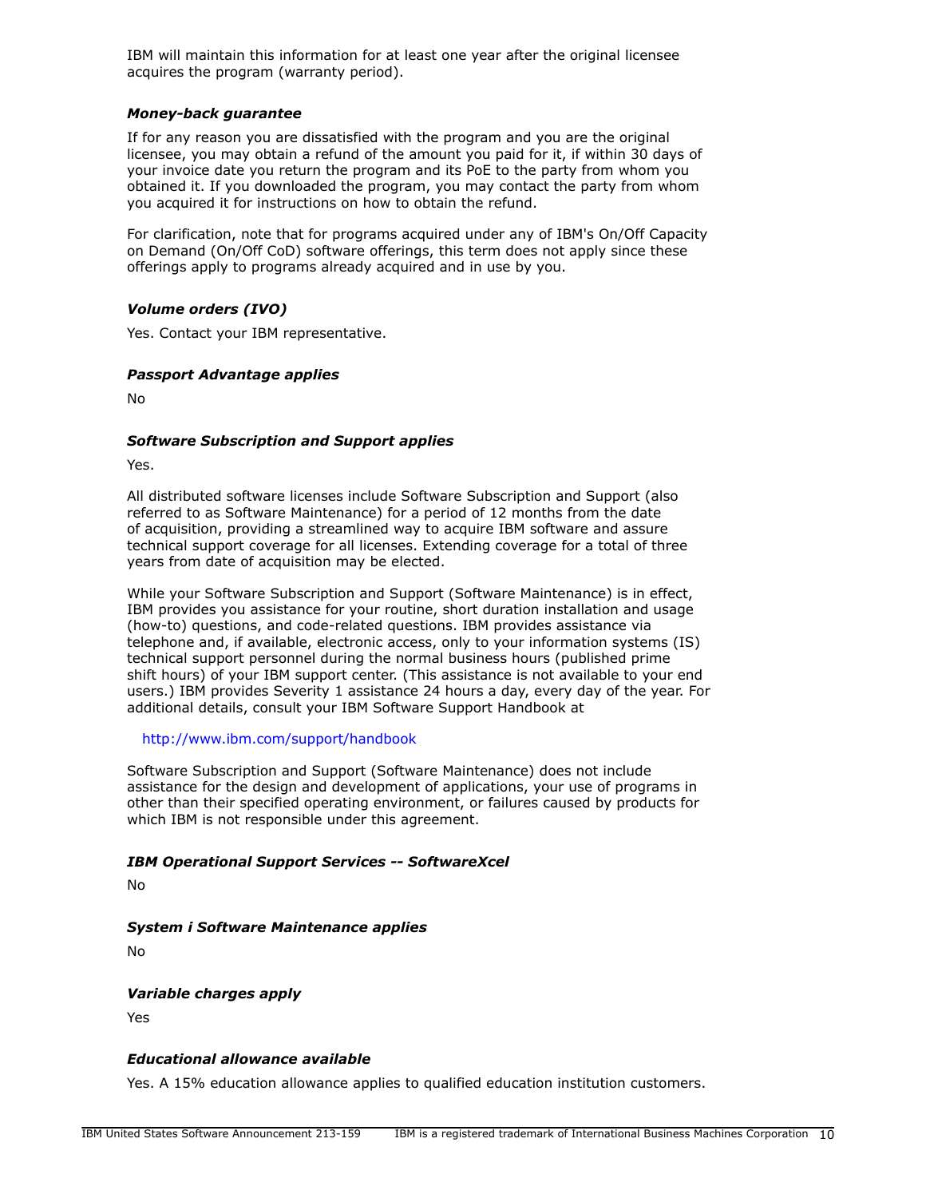IBM will maintain this information for at least one year after the original licensee acquires the program (warranty period).

***Money-back guarantee***

If for any reason you are dissatisfied with the program and you are the original licensee, you may obtain a refund of the amount you paid for it, if within 30 days of your invoice date you return the program and its PoE to the party from whom you obtained it. If you downloaded the program, you may contact the party from whom you acquired it for instructions on how to obtain the refund.

For clarification, note that for programs acquired under any of IBM's On/Off Capacity on Demand (On/Off CoD) software offerings, this term does not apply since these offerings apply to programs already acquired and in use by you.

***Volume orders (IVO)***

Yes. Contact your IBM representative.

***Passport Advantage applies***

No

***Software Subscription and Support applies***

Yes.

All distributed software licenses include Software Subscription and Support (also referred to as Software Maintenance) for a period of 12 months from the date of acquisition, providing a streamlined way to acquire IBM software and assure technical support coverage for all licenses. Extending coverage for a total of three years from date of acquisition may be elected.

While your Software Subscription and Support (Software Maintenance) is in effect, IBM provides you assistance for your routine, short duration installation and usage (how-to) questions, and code-related questions. IBM provides assistance via telephone and, if available, electronic access, only to your information systems (IS) technical support personnel during the normal business hours (published prime shift hours) of your IBM support center. (This assistance is not available to your end users.) IBM provides Severity 1 assistance 24 hours a day, every day of the year. For additional details, consult your IBM Software Support Handbook at

http://www.ibm.com/support/handbook

Software Subscription and Support (Software Maintenance) does not include assistance for the design and development of applications, your use of programs in other than their specified operating environment, or failures caused by products for which IBM is not responsible under this agreement.

***IBM Operational Support Services -- SoftwareXcel***

No

***System i Software Maintenance applies***

No

***Variable charges apply***

Yes

***Educational allowance available***

Yes. A 15% education allowance applies to qualified education institution customers.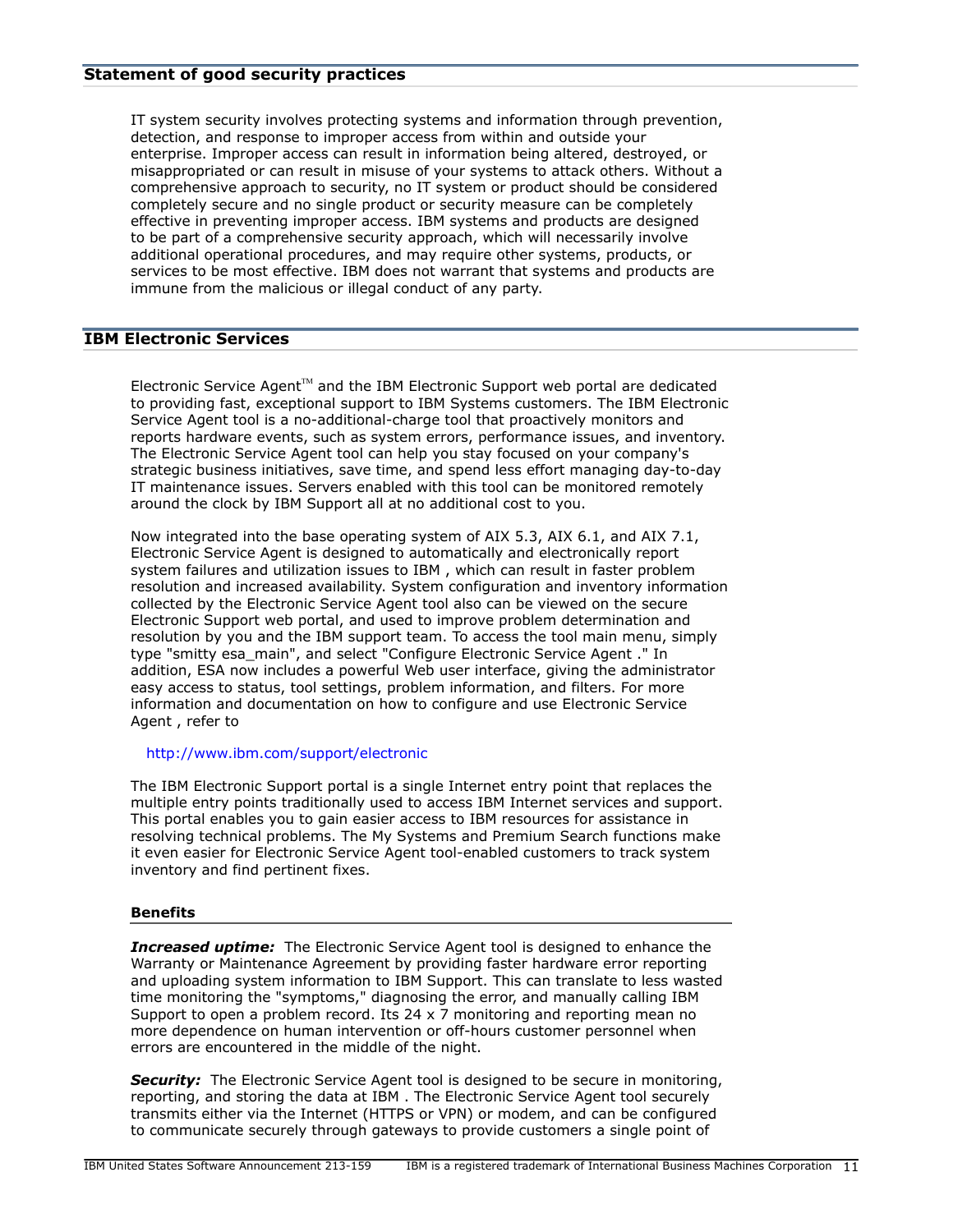## Statement of good security practices

IT system security involves protecting systems and information through prevention, detection, and response to improper access from within and outside your enterprise. Improper access can result in information being altered, destroyed, or misappropriated or can result in misuse of your systems to attack others. Without a comprehensive approach to security, no IT system or product should be considered completely secure and no single product or security measure can be completely effective in preventing improper access. IBM systems and products are designed to be part of a comprehensive security approach, which will necessarily involve additional operational procedures, and may require other systems, products, or services to be most effective. IBM does not warrant that systems and products are immune from the malicious or illegal conduct of any party.

## IBM Electronic Services

Electronic Service Agent™ and the IBM Electronic Support web portal are dedicated to providing fast, exceptional support to IBM Systems customers. The IBM Electronic Service Agent tool is a no-additional-charge tool that proactively monitors and reports hardware events, such as system errors, performance issues, and inventory. The Electronic Service Agent tool can help you stay focused on your company's strategic business initiatives, save time, and spend less effort managing day-to-day IT maintenance issues. Servers enabled with this tool can be monitored remotely around the clock by IBM Support all at no additional cost to you.

Now integrated into the base operating system of AIX 5.3, AIX 6.1, and AIX 7.1, Electronic Service Agent is designed to automatically and electronically report system failures and utilization issues to IBM , which can result in faster problem resolution and increased availability. System configuration and inventory information collected by the Electronic Service Agent tool also can be viewed on the secure Electronic Support web portal, and used to improve problem determination and resolution by you and the IBM support team. To access the tool main menu, simply type "smitty esa_main", and select "Configure Electronic Service Agent ." In addition, ESA now includes a powerful Web user interface, giving the administrator easy access to status, tool settings, problem information, and filters. For more information and documentation on how to configure and use Electronic Service Agent , refer to

http://www.ibm.com/support/electronic

The IBM Electronic Support portal is a single Internet entry point that replaces the multiple entry points traditionally used to access IBM Internet services and support. This portal enables you to gain easier access to IBM resources for assistance in resolving technical problems. The My Systems and Premium Search functions make it even easier for Electronic Service Agent tool-enabled customers to track system inventory and find pertinent fixes.

### Benefits

***Increased uptime:*** The Electronic Service Agent tool is designed to enhance the Warranty or Maintenance Agreement by providing faster hardware error reporting and uploading system information to IBM Support. This can translate to less wasted time monitoring the "symptoms," diagnosing the error, and manually calling IBM Support to open a problem record. Its 24 x 7 monitoring and reporting mean no more dependence on human intervention or off-hours customer personnel when errors are encountered in the middle of the night.

***Security:*** The Electronic Service Agent tool is designed to be secure in monitoring, reporting, and storing the data at IBM . The Electronic Service Agent tool securely transmits either via the Internet (HTTPS or VPN) or modem, and can be configured to communicate securely through gateways to provide customers a single point of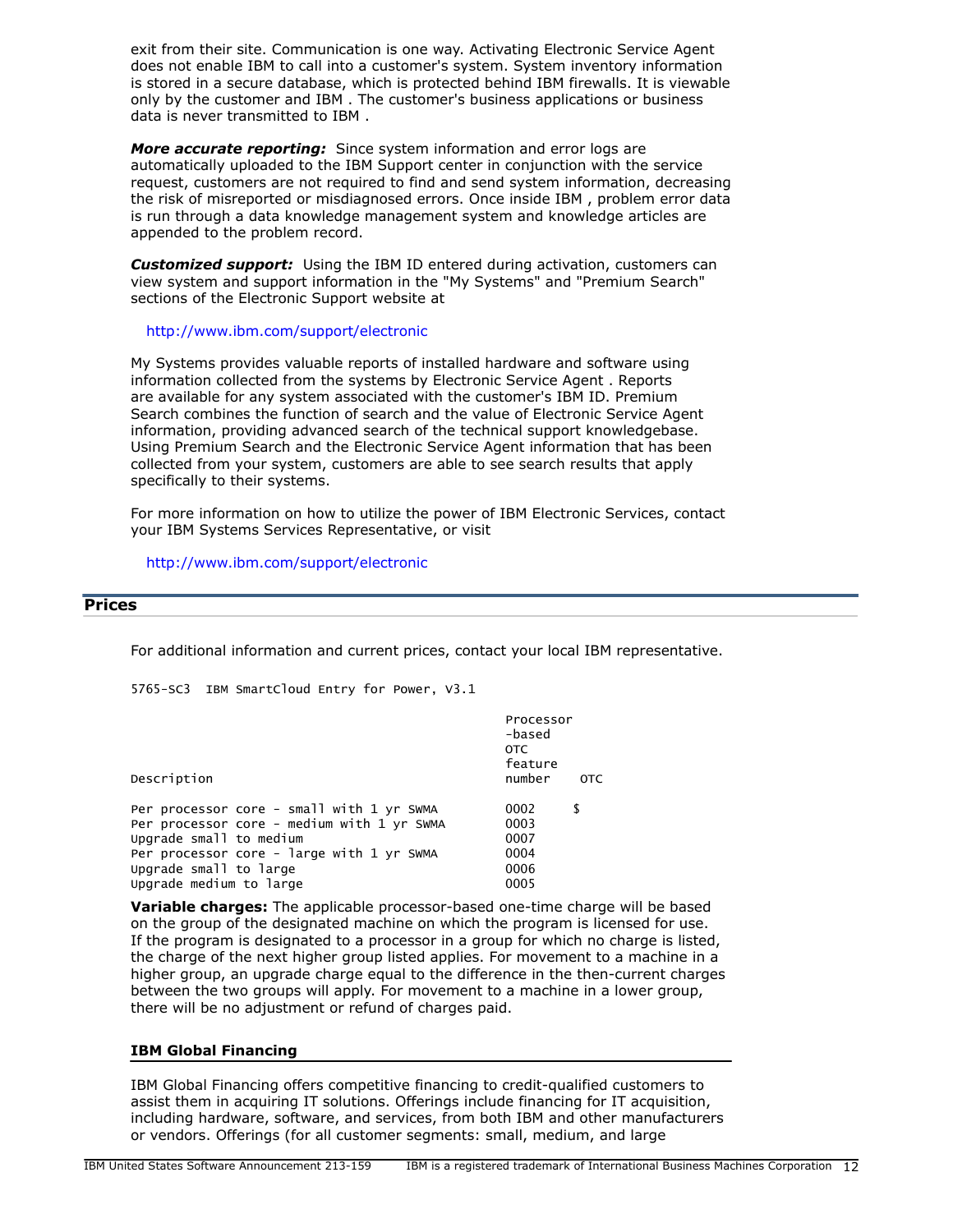exit from their site. Communication is one way. Activating Electronic Service Agent does not enable IBM to call into a customer's system. System inventory information is stored in a secure database, which is protected behind IBM firewalls. It is viewable only by the customer and IBM . The customer's business applications or business data is never transmitted to IBM .

***More accurate reporting:*** Since system information and error logs are automatically uploaded to the IBM Support center in conjunction with the service request, customers are not required to find and send system information, decreasing the risk of misreported or misdiagnosed errors. Once inside IBM , problem error data is run through a data knowledge management system and knowledge articles are appended to the problem record.

***Customized support:*** Using the IBM ID entered during activation, customers can view system and support information in the "My Systems" and "Premium Search" sections of the Electronic Support website at

http://www.ibm.com/support/electronic

My Systems provides valuable reports of installed hardware and software using information collected from the systems by Electronic Service Agent . Reports are available for any system associated with the customer's IBM ID. Premium Search combines the function of search and the value of Electronic Service Agent information, providing advanced search of the technical support knowledgebase. Using Premium Search and the Electronic Service Agent information that has been collected from your system, customers are able to see search results that apply specifically to their systems.

For more information on how to utilize the power of IBM Electronic Services, contact your IBM Systems Services Representative, or visit

http://www.ibm.com/support/electronic

## Prices

For additional information and current prices, contact your local IBM representative.

5765-SC3 IBM SmartCloud Entry for Power, V3.1

| Description | Processor-based OTC feature number | OTC |
|---|---|---|
| Per processor core - small with 1 yr SWMA | 0002 | $ |
| Per processor core - medium with 1 yr SWMA | 0003 | |
| Upgrade small to medium | 0007 | |
| Per processor core - large with 1 yr SWMA | 0004 | |
| Upgrade small to large | 0006 | |
| Upgrade medium to large | 0005 | |

**Variable charges:** The applicable processor-based one-time charge will be based on the group of the designated machine on which the program is licensed for use. If the program is designated to a processor in a group for which no charge is listed, the charge of the next higher group listed applies. For movement to a machine in a higher group, an upgrade charge equal to the difference in the then-current charges between the two groups will apply. For movement to a machine in a lower group, there will be no adjustment or refund of charges paid.

### IBM Global Financing

IBM Global Financing offers competitive financing to credit-qualified customers to assist them in acquiring IT solutions. Offerings include financing for IT acquisition, including hardware, software, and services, from both IBM and other manufacturers or vendors. Offerings (for all customer segments: small, medium, and large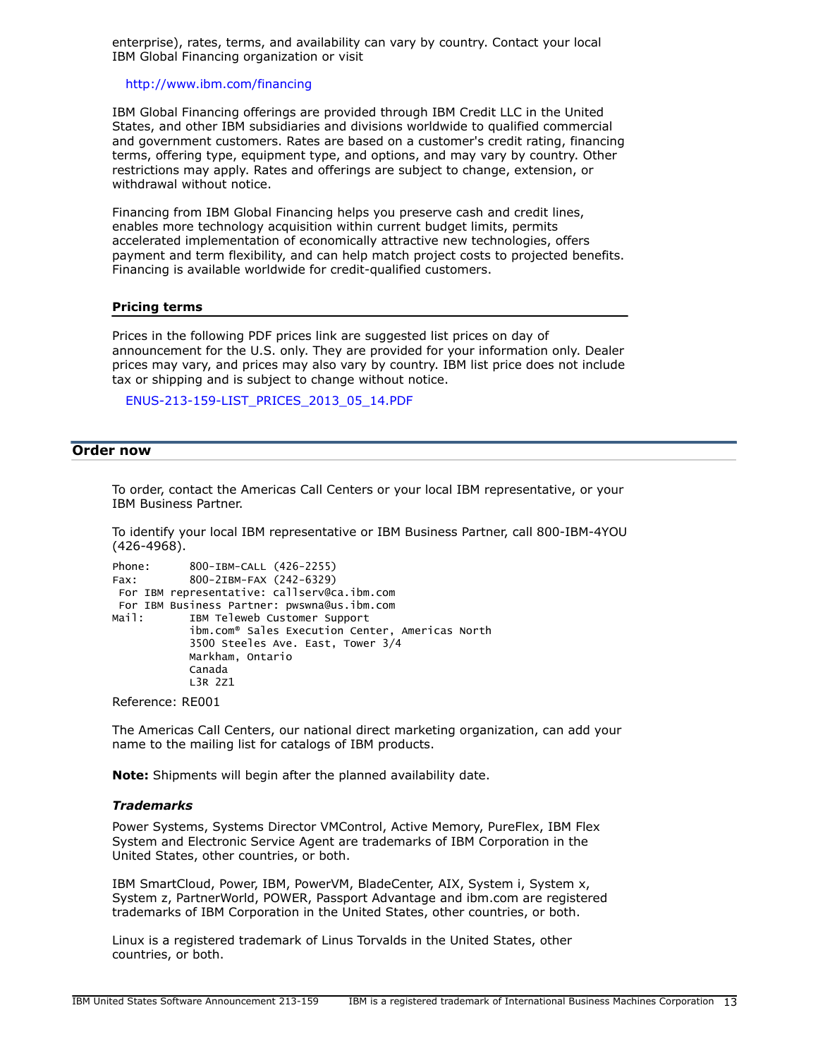enterprise), rates, terms, and availability can vary by country. Contact your local IBM Global Financing organization or visit

http://www.ibm.com/financing

IBM Global Financing offerings are provided through IBM Credit LLC in the United States, and other IBM subsidiaries and divisions worldwide to qualified commercial and government customers. Rates are based on a customer's credit rating, financing terms, offering type, equipment type, and options, and may vary by country. Other restrictions may apply. Rates and offerings are subject to change, extension, or withdrawal without notice.

Financing from IBM Global Financing helps you preserve cash and credit lines, enables more technology acquisition within current budget limits, permits accelerated implementation of economically attractive new technologies, offers payment and term flexibility, and can help match project costs to projected benefits. Financing is available worldwide for credit-qualified customers.

### Pricing terms

Prices in the following PDF prices link are suggested list prices on day of announcement for the U.S. only. They are provided for your information only. Dealer prices may vary, and prices may also vary by country. IBM list price does not include tax or shipping and is subject to change without notice.

ENUS-213-159-LIST_PRICES_2013_05_14.PDF

## Order now

To order, contact the Americas Call Centers or your local IBM representative, or your IBM Business Partner.

To identify your local IBM representative or IBM Business Partner, call 800-IBM-4YOU (426-4968).

```
Phone:      800-IBM-CALL (426-2255)
Fax:        800-2IBM-FAX (242-6329)
 For IBM representative: callserv@ca.ibm.com
 For IBM Business Partner: pwswna@us.ibm.com
Mail:       IBM Teleweb Customer Support
            ibm.com® Sales Execution Center, Americas North
            3500 Steeles Ave. East, Tower 3/4
            Markham, Ontario
            Canada
            L3R 2Z1
```

Reference: RE001

The Americas Call Centers, our national direct marketing organization, can add your name to the mailing list for catalogs of IBM products.

**Note:** Shipments will begin after the planned availability date.

### *Trademarks*

Power Systems, Systems Director VMControl, Active Memory, PureFlex, IBM Flex System and Electronic Service Agent are trademarks of IBM Corporation in the United States, other countries, or both.

IBM SmartCloud, Power, IBM, PowerVM, BladeCenter, AIX, System i, System x, System z, PartnerWorld, POWER, Passport Advantage and ibm.com are registered trademarks of IBM Corporation in the United States, other countries, or both.

Linux is a registered trademark of Linus Torvalds in the United States, other countries, or both.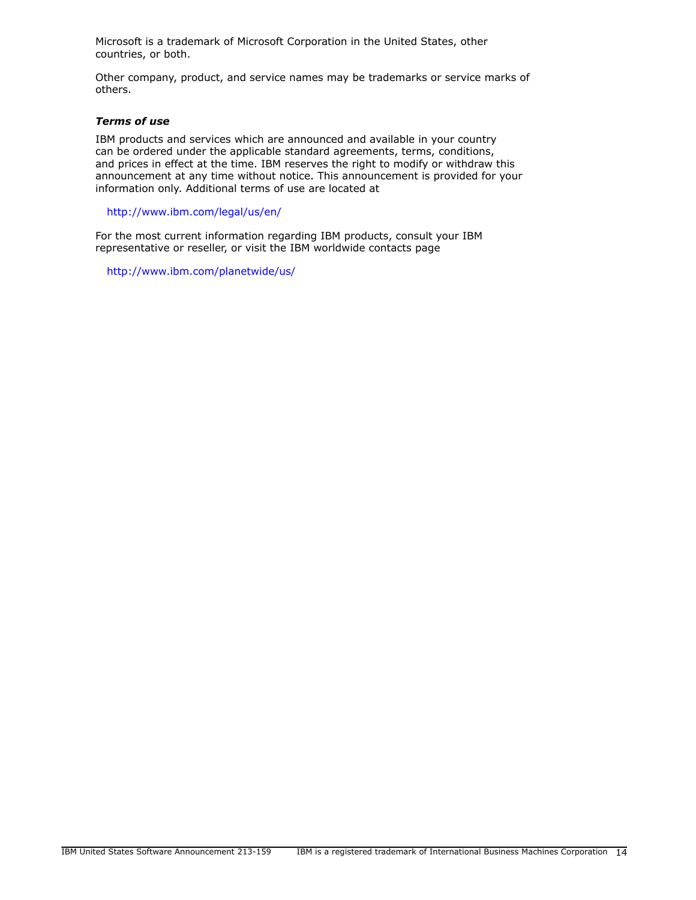Microsoft is a trademark of Microsoft Corporation in the United States, other countries, or both.

Other company, product, and service names may be trademarks or service marks of others.

***Terms of use***

IBM products and services which are announced and available in your country can be ordered under the applicable standard agreements, terms, conditions, and prices in effect at the time. IBM reserves the right to modify or withdraw this announcement at any time without notice. This announcement is provided for your information only. Additional terms of use are located at

http://www.ibm.com/legal/us/en/

For the most current information regarding IBM products, consult your IBM representative or reseller, or visit the IBM worldwide contacts page

http://www.ibm.com/planetwide/us/